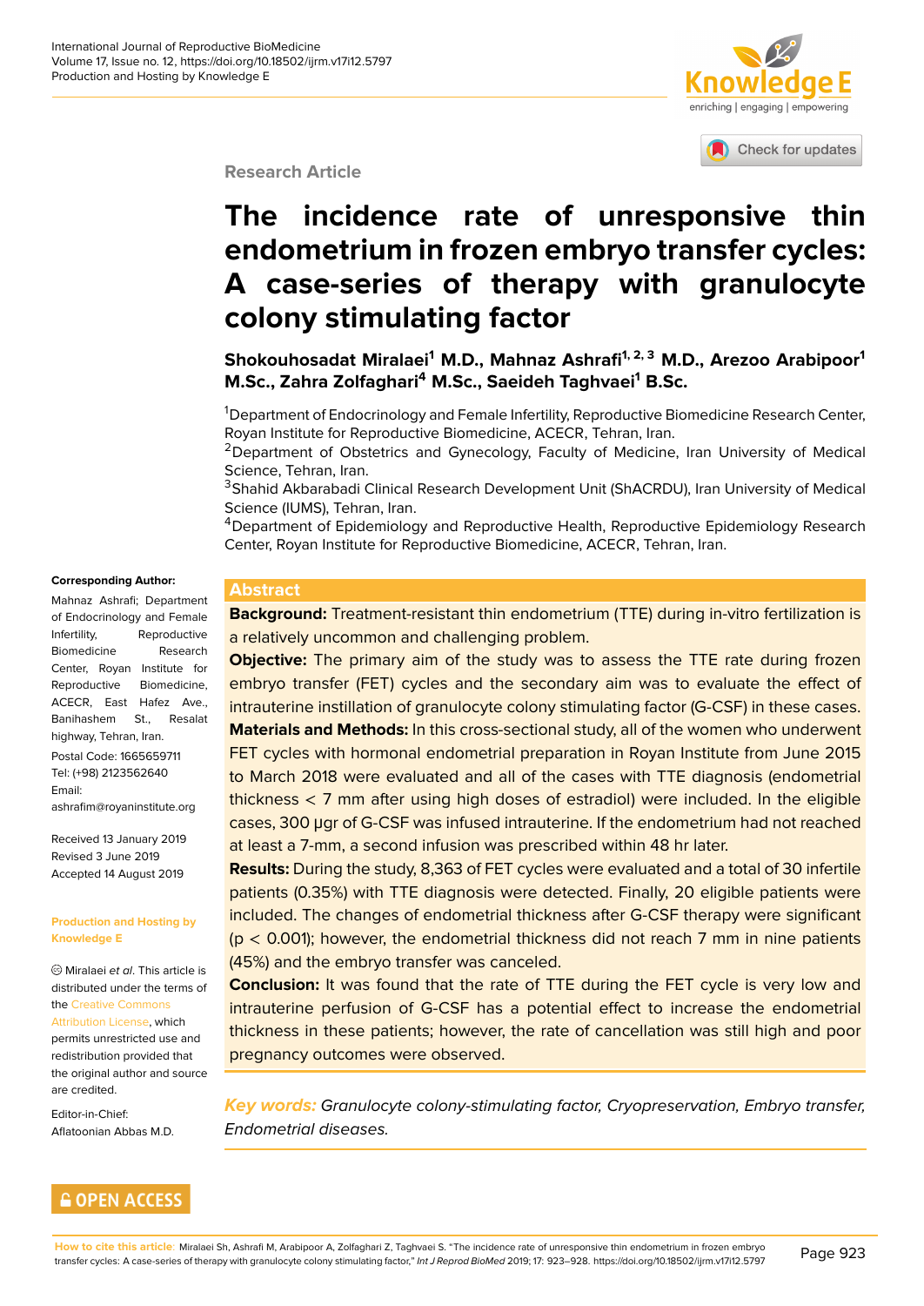Research Article

# The incidence rate of unresponsive thin endometrium in frozen embryo transfer cycles: A case-series of therapy with granulocyte colony stimulating factor

**Shokouhosadat Miralaei[1] M.D., Mahnaz Ashrafi[1, 2, 3] M.D., Arezoo Arabipoor[1] M.Sc., Zahra Zolfaghari[4] M.Sc., Saeideh Taghvaei[1] B.Sc.**

[1]Department of Endocrinology and Female Infertility, Reproductive Biomedicine Research Center, Royan Institute for Reproductive Biomedicine, ACECR, Tehran, Iran.
[2]Department of Obstetrics and Gynecology, Faculty of Medicine, Iran University of Medical Science, Tehran, Iran.
[3]Shahid Akbarabadi Clinical Research Development Unit (ShACRDU), Iran University of Medical Science (IUMS), Tehran, Iran.
[4]Department of Epidemiology and Reproductive Health, Reproductive Epidemiology Research Center, Royan Institute for Reproductive Biomedicine, ACECR, Tehran, Iran.

**Corresponding Author:**
Mahnaz Ashrafi; Department of Endocrinology and Female Infertility, Reproductive Biomedicine Research Center, Royan Institute for Reproductive Biomedicine, ACECR, East Hafez Ave., Banihashem St., Resalat highway, Tehran, Iran.
Postal Code: 1665659711
Tel: (+98) 2123562640
Email: ashrafim@royaninstitute.org

Received 13 January 2019
Revised 3 June 2019
Accepted 14 August 2019

**Production and Hosting by Knowledge E**

© Miralaei *et al*. This article is distributed under the terms of the Creative Commons Attribution License, which permits unrestricted use and redistribution provided that the original author and source are credited.

Editor-in-Chief:
Aflatoonian Abbas M.D.

OPEN ACCESS

## Abstract

**Background:** Treatment-resistant thin endometrium (TTE) during in-vitro fertilization is a relatively uncommon and challenging problem.

**Objective:** The primary aim of the study was to assess the TTE rate during frozen embryo transfer (FET) cycles and the secondary aim was to evaluate the effect of intrauterine instillation of granulocyte colony stimulating factor (G-CSF) in these cases.

**Materials and Methods:** In this cross-sectional study, all of the women who underwent FET cycles with hormonal endometrial preparation in Royan Institute from June 2015 to March 2018 were evaluated and all of the cases with TTE diagnosis (endometrial thickness < 7 mm after using high doses of estradiol) were included. In the eligible cases, 300 µgr of G-CSF was infused intrauterine. If the endometrium had not reached at least a 7-mm, a second infusion was prescribed within 48 hr later.

**Results:** During the study, 8,363 of FET cycles were evaluated and a total of 30 infertile patients (0.35%) with TTE diagnosis were detected. Finally, 20 eligible patients were included. The changes of endometrial thickness after G-CSF therapy were significant ($p < 0.001$); however, the endometrial thickness did not reach 7 mm in nine patients (45%) and the embryo transfer was canceled.

**Conclusion:** It was found that the rate of TTE during the FET cycle is very low and intrauterine perfusion of G-CSF has a potential effect to increase the endometrial thickness in these patients; however, the rate of cancellation was still high and poor pregnancy outcomes were observed.

***Key words:*** *Granulocyte colony-stimulating factor, Cryopreservation, Embryo transfer, Endometrial diseases.*

**How to cite this article**: Miralaei Sh, Ashrafi M, Arabipoor A, Zolfaghari Z, Taghvaei S. "The incidence rate of unresponsive thin endometrium in frozen embryo transfer cycles: A case-series of therapy with granulocyte colony stimulating factor," *Int J Reprod BioMed* 2019; 17: 923–928. https://doi.org/10.18502/ijrm.v17i12.5797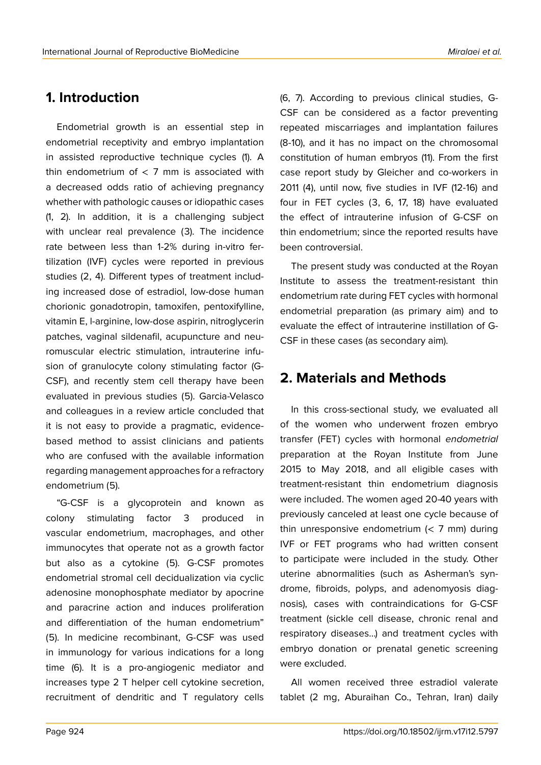## 1. Introduction

Endometrial growth is an essential step in endometrial receptivity and embryo implantation in assisted reproductive technique cycles (1). A thin endometrium of < 7 mm is associated with a decreased odds ratio of achieving pregnancy whether with pathologic causes or idiopathic cases (1, 2). In addition, it is a challenging subject with unclear real prevalence (3). The incidence rate between less than 1-2% during in-vitro fertilization (IVF) cycles were reported in previous studies (2, 4). Different types of treatment including increased dose of estradiol, low-dose human chorionic gonadotropin, tamoxifen, pentoxifylline, vitamin E, l-arginine, low-dose aspirin, nitroglycerin patches, vaginal sildenafil, acupuncture and neuromuscular electric stimulation, intrauterine infusion of granulocyte colony stimulating factor (G-CSF), and recently stem cell therapy have been evaluated in previous studies (5). Garcia-Velasco and colleagues in a review article concluded that it is not easy to provide a pragmatic, evidence-based method to assist clinicians and patients who are confused with the available information regarding management approaches for a refractory endometrium (5).

"G-CSF is a glycoprotein and known as colony stimulating factor 3 produced in vascular endometrium, macrophages, and other immunocytes that operate not as a growth factor but also as a cytokine (5). G-CSF promotes endometrial stromal cell decidualization via cyclic adenosine monophosphate mediator by apocrine and paracrine action and induces proliferation and differentiation of the human endometrium" (5). In medicine recombinant, G-CSF was used in immunology for various indications for a long time (6). It is a pro-angiogenic mediator and increases type 2 T helper cell cytokine secretion, recruitment of dendritic and T regulatory cells (6, 7). According to previous clinical studies, G-CSF can be considered as a factor preventing repeated miscarriages and implantation failures (8-10), and it has no impact on the chromosomal constitution of human embryos (11). From the first case report study by Gleicher and co-workers in 2011 (4), until now, five studies in IVF (12-16) and four in FET cycles (3, 6, 17, 18) have evaluated the effect of intrauterine infusion of G-CSF on thin endometrium; since the reported results have been controversial.

The present study was conducted at the Royan Institute to assess the treatment-resistant thin endometrium rate during FET cycles with hormonal endometrial preparation (as primary aim) and to evaluate the effect of intrauterine instillation of G-CSF in these cases (as secondary aim).

## 2. Materials and Methods

In this cross-sectional study, we evaluated all of the women who underwent frozen embryo transfer (FET) cycles with hormonal *endometrial* preparation at the Royan Institute from June 2015 to May 2018, and all eligible cases with treatment-resistant thin endometrium diagnosis were included. The women aged 20-40 years with previously canceled at least one cycle because of thin unresponsive endometrium (< 7 mm) during IVF or FET programs who had written consent to participate were included in the study. Other uterine abnormalities (such as Asherman's syndrome, fibroids, polyps, and adenomyosis diagnosis), cases with contraindications for G-CSF treatment (sickle cell disease, chronic renal and respiratory diseases…) and treatment cycles with embryo donation or prenatal genetic screening were excluded.

All women received three estradiol valerate tablet (2 mg, Aburaihan Co., Tehran, Iran) daily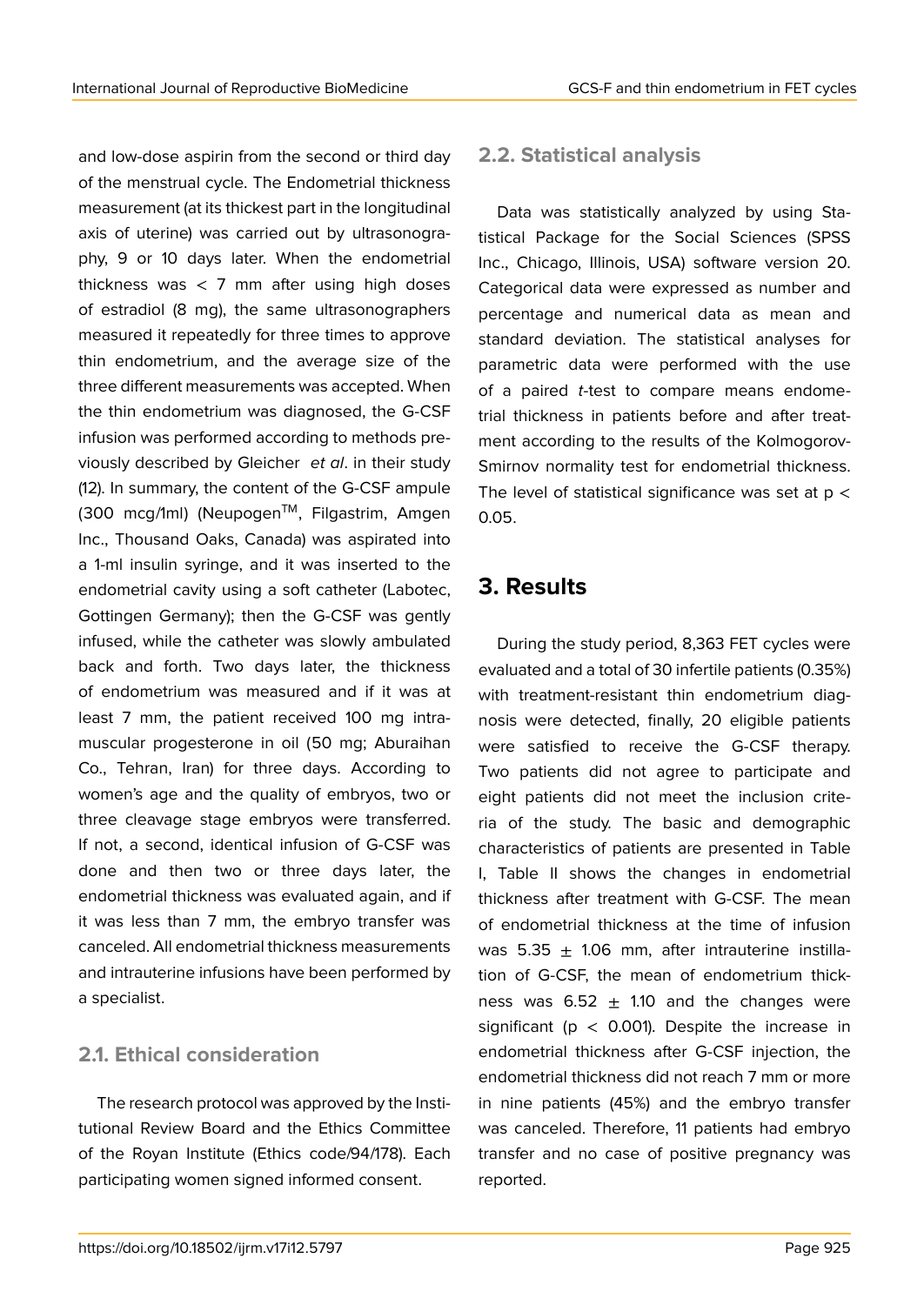and low-dose aspirin from the second or third day of the menstrual cycle. The Endometrial thickness measurement (at its thickest part in the longitudinal axis of uterine) was carried out by ultrasonography, 9 or 10 days later. When the endometrial thickness was < 7 mm after using high doses of estradiol (8 mg), the same ultrasonographers measured it repeatedly for three times to approve thin endometrium, and the average size of the three different measurements was accepted. When the thin endometrium was diagnosed, the G-CSF infusion was performed according to methods previously described by Gleicher *et al*. in their study (12). In summary, the content of the G-CSF ampule (300 mcg/1ml) (Neupogen$^{TM}$, Filgastrim, Amgen Inc., Thousand Oaks, Canada) was aspirated into a 1-ml insulin syringe, and it was inserted to the endometrial cavity using a soft catheter (Labotec, Gottingen Germany); then the G-CSF was gently infused, while the catheter was slowly ambulated back and forth. Two days later, the thickness of endometrium was measured and if it was at least 7 mm, the patient received 100 mg intramuscular progesterone in oil (50 mg; Aburaihan Co., Tehran, Iran) for three days. According to women's age and the quality of embryos, two or three cleavage stage embryos were transferred. If not, a second, identical infusion of G-CSF was done and then two or three days later, the endometrial thickness was evaluated again, and if it was less than 7 mm, the embryo transfer was canceled. All endometrial thickness measurements and intrauterine infusions have been performed by a specialist.

### 2.1. Ethical consideration

The research protocol was approved by the Institutional Review Board and the Ethics Committee of the Royan Institute (Ethics code/94/178). Each participating women signed informed consent.

### 2.2. Statistical analysis

Data was statistically analyzed by using Statistical Package for the Social Sciences (SPSS Inc., Chicago, Illinois, USA) software version 20. Categorical data were expressed as number and percentage and numerical data as mean and standard deviation. The statistical analyses for parametric data were performed with the use of a paired *t*-test to compare means endometrial thickness in patients before and after treatment according to the results of the Kolmogorov-Smirnov normality test for endometrial thickness. The level of statistical significance was set at $p < 0.05$.

## 3. Results

During the study period, 8,363 FET cycles were evaluated and a total of 30 infertile patients (0.35%) with treatment-resistant thin endometrium diagnosis were detected, finally, 20 eligible patients were satisfied to receive the G-CSF therapy. Two patients did not agree to participate and eight patients did not meet the inclusion criteria of the study. The basic and demographic characteristics of patients are presented in Table I, Table II shows the changes in endometrial thickness after treatment with G-CSF. The mean of endometrial thickness at the time of infusion was $5.35 \pm 1.06$ mm, after intrauterine instillation of G-CSF, the mean of endometrium thickness was $6.52 \pm 1.10$ and the changes were significant ($p < 0.001$). Despite the increase in endometrial thickness after G-CSF injection, the endometrial thickness did not reach 7 mm or more in nine patients (45%) and the embryo transfer was canceled. Therefore, 11 patients had embryo transfer and no case of positive pregnancy was reported.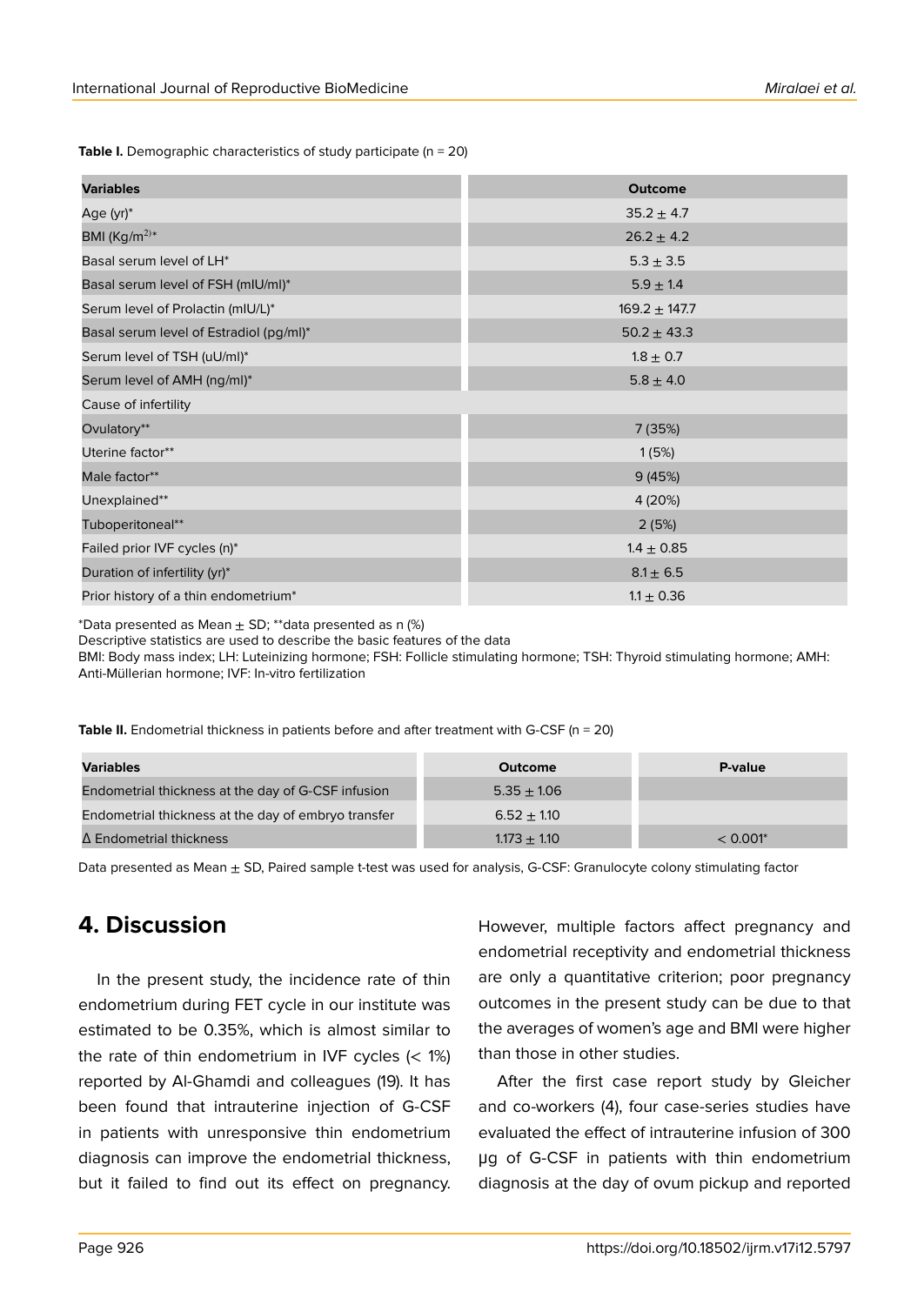**Table I.** Demographic characteristics of study participate (n = 20)

| Variables | Outcome |
|---|---|
| Age (yr)* | 35.2 ± 4.7 |
| BMI (Kg/m$^{2}$)* | 26.2 ± 4.2 |
| Basal serum level of LH* | 5.3 ± 3.5 |
| Basal serum level of FSH (mIU/ml)* | 5.9 ± 1.4 |
| Serum level of Prolactin (mIU/L)* | 169.2 ± 147.7 |
| Basal serum level of Estradiol (pg/ml)* | 50.2 ± 43.3 |
| Serum level of TSH (uU/ml)* | 1.8 ± 0.7 |
| Serum level of AMH (ng/ml)* | 5.8 ± 4.0 |
| Cause of infertility | |
| Ovulatory** | 7 (35%) |
| Uterine factor** | 1 (5%) |
| Male factor** | 9 (45%) |
| Unexplained** | 4 (20%) |
| Tuboperitoneal** | 2 (5%) |
| Failed prior IVF cycles (n)* | 1.4 ± 0.85 |
| Duration of infertility (yr)* | 8.1 ± 6.5 |
| Prior history of a thin endometrium* | 1.1 ± 0.36 |

*Data presented as Mean ± SD; **data presented as n (%)
Descriptive statistics are used to describe the basic features of the data
BMI: Body mass index; LH: Luteinizing hormone; FSH: Follicle stimulating hormone; TSH: Thyroid stimulating hormone; AMH: Anti-Müllerian hormone; IVF: In-vitro fertilization

**Table II.** Endometrial thickness in patients before and after treatment with G-CSF (n = 20)

| Variables | Outcome | P-value |
|---|---|---|
| Endometrial thickness at the day of G-CSF infusion | 5.35 ± 1.06 | |
| Endometrial thickness at the day of embryo transfer | 6.52 ± 1.10 | |
| Δ Endometrial thickness | 1.173 ± 1.10 | < 0.001* |

Data presented as Mean ± SD, Paired sample t-test was used for analysis, G-CSF: Granulocyte colony stimulating factor

## 4. Discussion

In the present study, the incidence rate of thin endometrium during FET cycle in our institute was estimated to be 0.35%, which is almost similar to the rate of thin endometrium in IVF cycles (< 1%) reported by Al-Ghamdi and colleagues (19). It has been found that intrauterine injection of G-CSF in patients with unresponsive thin endometrium diagnosis can improve the endometrial thickness, but it failed to find out its effect on pregnancy. However, multiple factors affect pregnancy and endometrial receptivity and endometrial thickness are only a quantitative criterion; poor pregnancy outcomes in the present study can be due to that the averages of women's age and BMI were higher than those in other studies.

After the first case report study by Gleicher and co-workers (4), four case-series studies have evaluated the effect of intrauterine infusion of 300 μg of G-CSF in patients with thin endometrium diagnosis at the day of ovum pickup and reported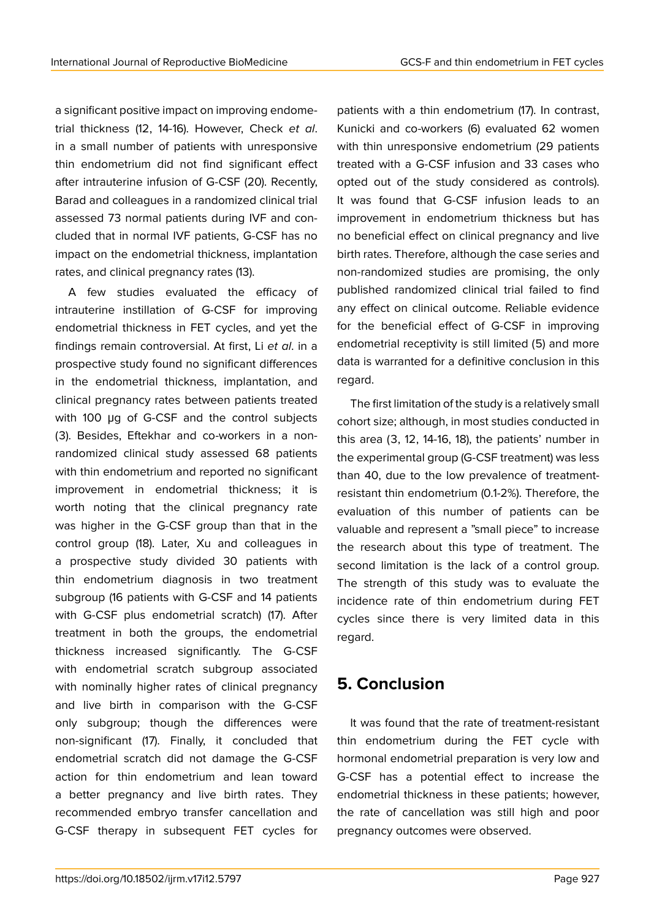a significant positive impact on improving endometrial thickness (12, 14-16). However, Check *et al*. in a small number of patients with unresponsive thin endometrium did not find significant effect after intrauterine infusion of G-CSF (20). Recently, Barad and colleagues in a randomized clinical trial assessed 73 normal patients during IVF and concluded that in normal IVF patients, G-CSF has no impact on the endometrial thickness, implantation rates, and clinical pregnancy rates (13).

A few studies evaluated the efficacy of intrauterine instillation of G-CSF for improving endometrial thickness in FET cycles, and yet the findings remain controversial. At first, Li *et al*. in a prospective study found no significant differences in the endometrial thickness, implantation, and clinical pregnancy rates between patients treated with 100 µg of G-CSF and the control subjects (3). Besides, Eftekhar and co-workers in a non-randomized clinical study assessed 68 patients with thin endometrium and reported no significant improvement in endometrial thickness; it is worth noting that the clinical pregnancy rate was higher in the G-CSF group than that in the control group (18). Later, Xu and colleagues in a prospective study divided 30 patients with thin endometrium diagnosis in two treatment subgroup (16 patients with G-CSF and 14 patients with G-CSF plus endometrial scratch) (17). After treatment in both the groups, the endometrial thickness increased significantly. The G-CSF with endometrial scratch subgroup associated with nominally higher rates of clinical pregnancy and live birth in comparison with the G-CSF only subgroup; though the differences were non-significant (17). Finally, it concluded that endometrial scratch did not damage the G-CSF action for thin endometrium and lean toward a better pregnancy and live birth rates. They recommended embryo transfer cancellation and G-CSF therapy in subsequent FET cycles for patients with a thin endometrium (17). In contrast, Kunicki and co-workers (6) evaluated 62 women with thin unresponsive endometrium (29 patients treated with a G-CSF infusion and 33 cases who opted out of the study considered as controls). It was found that G-CSF infusion leads to an improvement in endometrium thickness but has no beneficial effect on clinical pregnancy and live birth rates. Therefore, although the case series and non-randomized studies are promising, the only published randomized clinical trial failed to find any effect on clinical outcome. Reliable evidence for the beneficial effect of G-CSF in improving endometrial receptivity is still limited (5) and more data is warranted for a definitive conclusion in this regard.

The first limitation of the study is a relatively small cohort size; although, in most studies conducted in this area (3, 12, 14-16, 18), the patients' number in the experimental group (G-CSF treatment) was less than 40, due to the low prevalence of treatment-resistant thin endometrium (0.1-2%). Therefore, the evaluation of this number of patients can be valuable and represent a "small piece" to increase the research about this type of treatment. The second limitation is the lack of a control group. The strength of this study was to evaluate the incidence rate of thin endometrium during FET cycles since there is very limited data in this regard.

## 5. Conclusion

It was found that the rate of treatment-resistant thin endometrium during the FET cycle with hormonal endometrial preparation is very low and G-CSF has a potential effect to increase the endometrial thickness in these patients; however, the rate of cancellation was still high and poor pregnancy outcomes were observed.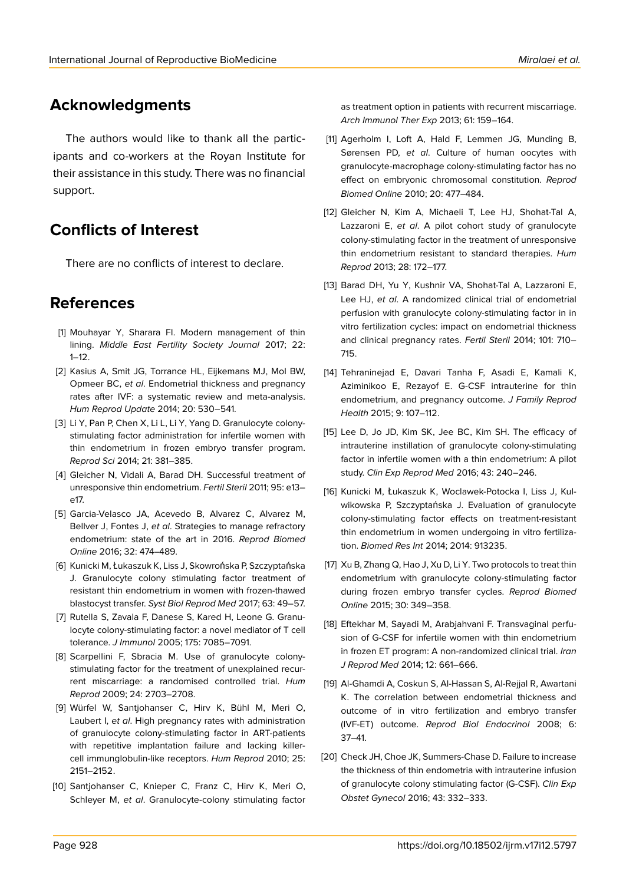## Acknowledgments

The authors would like to thank all the participants and co-workers at the Royan Institute for their assistance in this study. There was no financial support.

## Conflicts of Interest

There are no conflicts of interest to declare.

## References

[1] Mouhayar Y, Sharara FI. Modern management of thin lining. *Middle East Fertility Society Journal* 2017; 22: 1–12.

[2] Kasius A, Smit JG, Torrance HL, Eijkemans MJ, Mol BW, Opmeer BC, *et al*. Endometrial thickness and pregnancy rates after IVF: a systematic review and meta-analysis. *Hum Reprod Update* 2014; 20: 530–541.

[3] Li Y, Pan P, Chen X, Li L, Li Y, Yang D. Granulocyte colony-stimulating factor administration for infertile women with thin endometrium in frozen embryo transfer program. *Reprod Sci* 2014; 21: 381–385.

[4] Gleicher N, Vidali A, Barad DH. Successful treatment of unresponsive thin endometrium. *Fertil Steril* 2011; 95: e13–e17.

[5] Garcia-Velasco JA, Acevedo B, Alvarez C, Alvarez M, Bellver J, Fontes J, *et al*. Strategies to manage refractory endometrium: state of the art in 2016. *Reprod Biomed Online* 2016; 32: 474–489.

[6] Kunicki M, Łukaszuk K, Liss J, Skowrońska P, Szczyptańska J. Granulocyte colony stimulating factor treatment of resistant thin endometrium in women with frozen-thawed blastocyst transfer. *Syst Biol Reprod Med* 2017; 63: 49–57.

[7] Rutella S, Zavala F, Danese S, Kared H, Leone G. Granulocyte colony-stimulating factor: a novel mediator of T cell tolerance. *J Immunol* 2005; 175: 7085–7091.

[8] Scarpellini F, Sbracia M. Use of granulocyte colony-stimulating factor for the treatment of unexplained recurrent miscarriage: a randomised controlled trial. *Hum Reprod* 2009; 24: 2703–2708.

[9] Würfel W, Santjohanser C, Hirv K, Bühl M, Meri O, Laubert I, *et al*. High pregnancy rates with administration of granulocyte colony-stimulating factor in ART-patients with repetitive implantation failure and lacking killer-cell immunglobulin-like receptors. *Hum Reprod* 2010; 25: 2151–2152.

[10] Santjohanser C, Knieper C, Franz C, Hirv K, Meri O, Schleyer M, *et al*. Granulocyte-colony stimulating factor as treatment option in patients with recurrent miscarriage. *Arch Immunol Ther Exp* 2013; 61: 159–164.

[11] Agerholm I, Loft A, Hald F, Lemmen JG, Munding B, Sørensen PD, *et al*. Culture of human oocytes with granulocyte-macrophage colony-stimulating factor has no effect on embryonic chromosomal constitution. *Reprod Biomed Online* 2010; 20: 477–484.

[12] Gleicher N, Kim A, Michaeli T, Lee HJ, Shohat-Tal A, Lazzaroni E, *et al*. A pilot cohort study of granulocyte colony-stimulating factor in the treatment of unresponsive thin endometrium resistant to standard therapies. *Hum Reprod* 2013; 28: 172–177.

[13] Barad DH, Yu Y, Kushnir VA, Shohat-Tal A, Lazzaroni E, Lee HJ, *et al*. A randomized clinical trial of endometrial perfusion with granulocyte colony-stimulating factor in in vitro fertilization cycles: impact on endometrial thickness and clinical pregnancy rates. *Fertil Steril* 2014; 101: 710–715.

[14] Tehraninejad E, Davari Tanha F, Asadi E, Kamali K, Aziminikoo E, Rezayof E. G-CSF intrauterine for thin endometrium, and pregnancy outcome. *J Family Reprod Health* 2015; 9: 107–112.

[15] Lee D, Jo JD, Kim SK, Jee BC, Kim SH. The efficacy of intrauterine instillation of granulocyte colony-stimulating factor in infertile women with a thin endometrium: A pilot study. *Clin Exp Reprod Med* 2016; 43: 240–246.

[16] Kunicki M, Łukaszuk K, Woclawek-Potocka I, Liss J, Kulwikowska P, Szczyptańska J. Evaluation of granulocyte colony-stimulating factor effects on treatment-resistant thin endometrium in women undergoing in vitro fertilization. *Biomed Res Int* 2014; 2014: 913235.

[17] Xu B, Zhang Q, Hao J, Xu D, Li Y. Two protocols to treat thin endometrium with granulocyte colony-stimulating factor during frozen embryo transfer cycles. *Reprod Biomed Online* 2015; 30: 349–358.

[18] Eftekhar M, Sayadi M, Arabjahvani F. Transvaginal perfusion of G-CSF for infertile women with thin endometrium in frozen ET program: A non-randomized clinical trial. *Iran J Reprod Med* 2014; 12: 661–666.

[19] Al-Ghamdi A, Coskun S, Al-Hassan S, Al-Rejjal R, Awartani K. The correlation between endometrial thickness and outcome of in vitro fertilization and embryo transfer (IVF-ET) outcome. *Reprod Biol Endocrinol* 2008; 6: 37–41.

[20] Check JH, Choe JK, Summers-Chase D. Failure to increase the thickness of thin endometria with intrauterine infusion of granulocyte colony stimulating factor (G-CSF). *Clin Exp Obstet Gynecol* 2016; 43: 332–333.